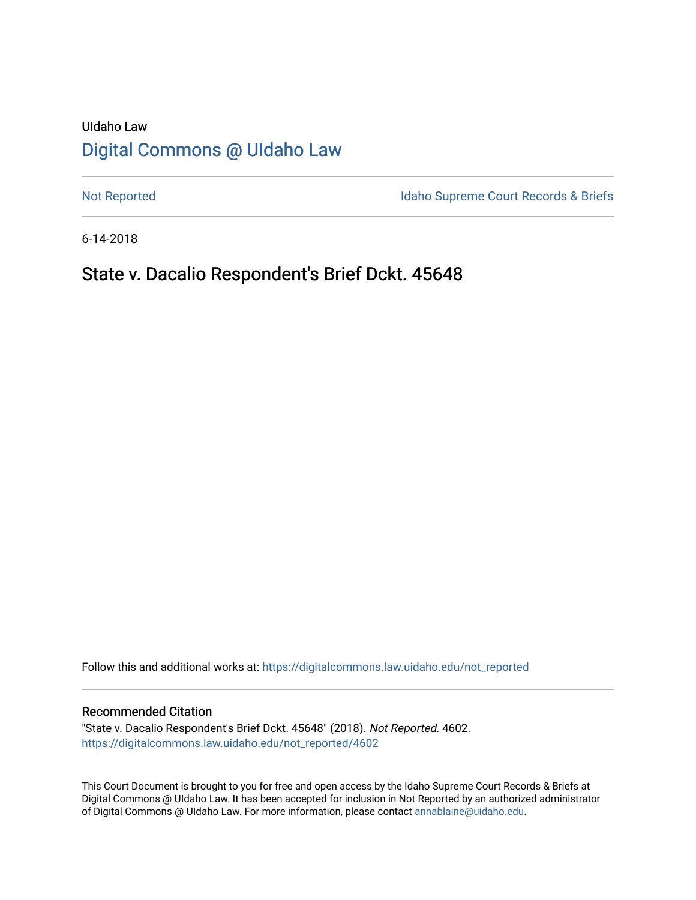UIdaho Law

# Digital Commons @ UIdaho Law

Not Reported | Idaho Supreme Court Records & Briefs

6-14-2018

## State v. Dacalio Respondent's Brief Dckt. 45648

Follow this and additional works at: https://digitalcommons.law.uidaho.edu/not_reported

### Recommended Citation

"State v. Dacalio Respondent's Brief Dckt. 45648" (2018). *Not Reported*. 4602.
https://digitalcommons.law.uidaho.edu/not_reported/4602

This Court Document is brought to you for free and open access by the Idaho Supreme Court Records & Briefs at Digital Commons @ UIdaho Law. It has been accepted for inclusion in Not Reported by an authorized administrator of Digital Commons @ UIdaho Law. For more information, please contact annablaine@uidaho.edu.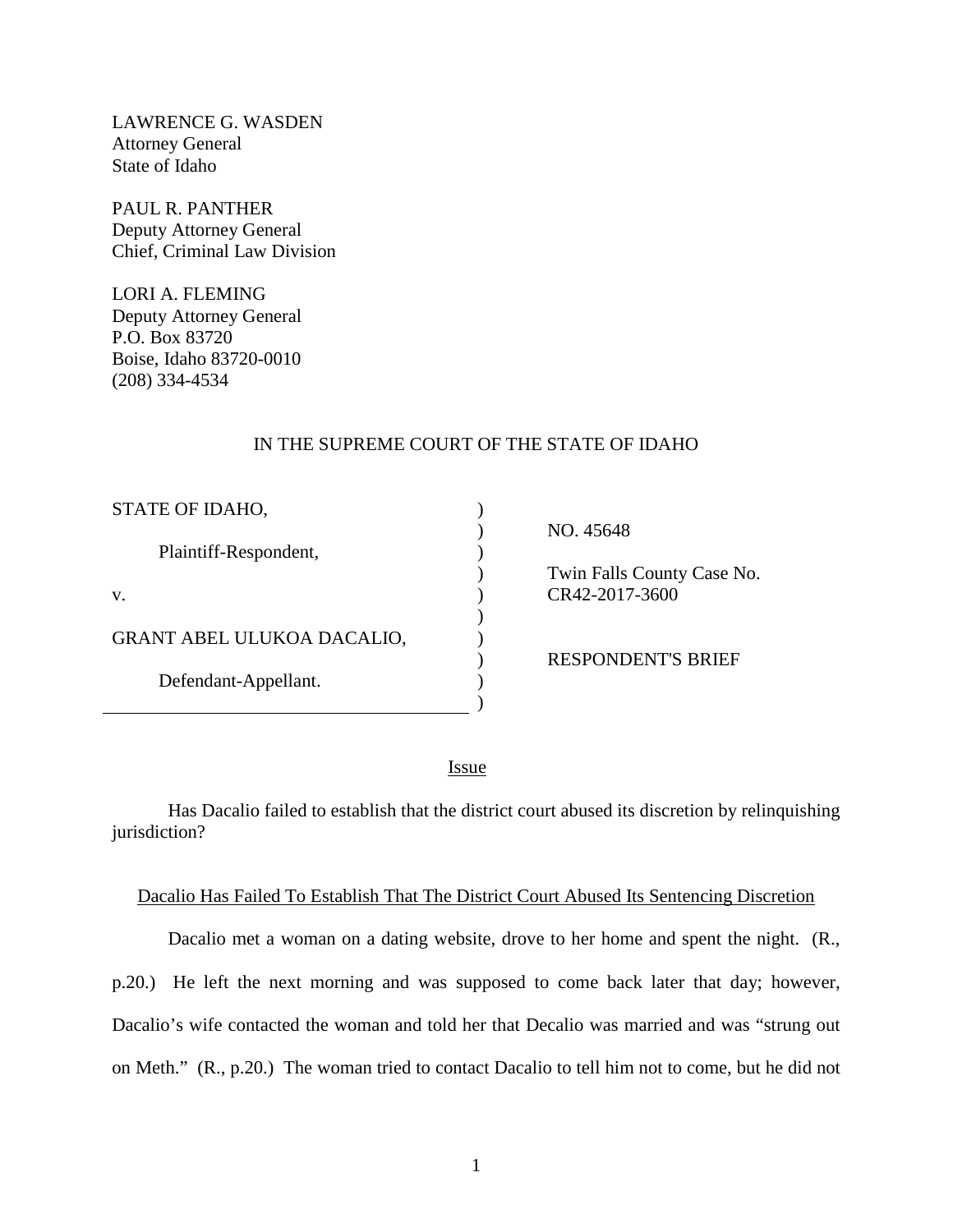LAWRENCE G. WASDEN
Attorney General
State of Idaho

PAUL R. PANTHER
Deputy Attorney General
Chief, Criminal Law Division

LORI A. FLEMING
Deputy Attorney General
P.O. Box 83720
Boise, Idaho 83720-0010
(208) 334-4534

IN THE SUPREME COURT OF THE STATE OF IDAHO

| | |
|---|---|
| STATE OF IDAHO,<br><br>Plaintiff-Respondent,<br><br>v.<br><br>GRANT ABEL ULUKOA DACALIO,<br><br>Defendant-Appellant. | NO. 45648<br><br>Twin Falls County Case No. CR42-2017-3600<br><br>RESPONDENT'S BRIEF |

## Issue

Has Dacalio failed to establish that the district court abused its discretion by relinquishing jurisdiction?

## Dacalio Has Failed To Establish That The District Court Abused Its Sentencing Discretion

Dacalio met a woman on a dating website, drove to her home and spent the night. (R., p.20.) He left the next morning and was supposed to come back later that day; however, Dacalio's wife contacted the woman and told her that Decalio was married and was "strung out on Meth." (R., p.20.) The woman tried to contact Dacalio to tell him not to come, but he did not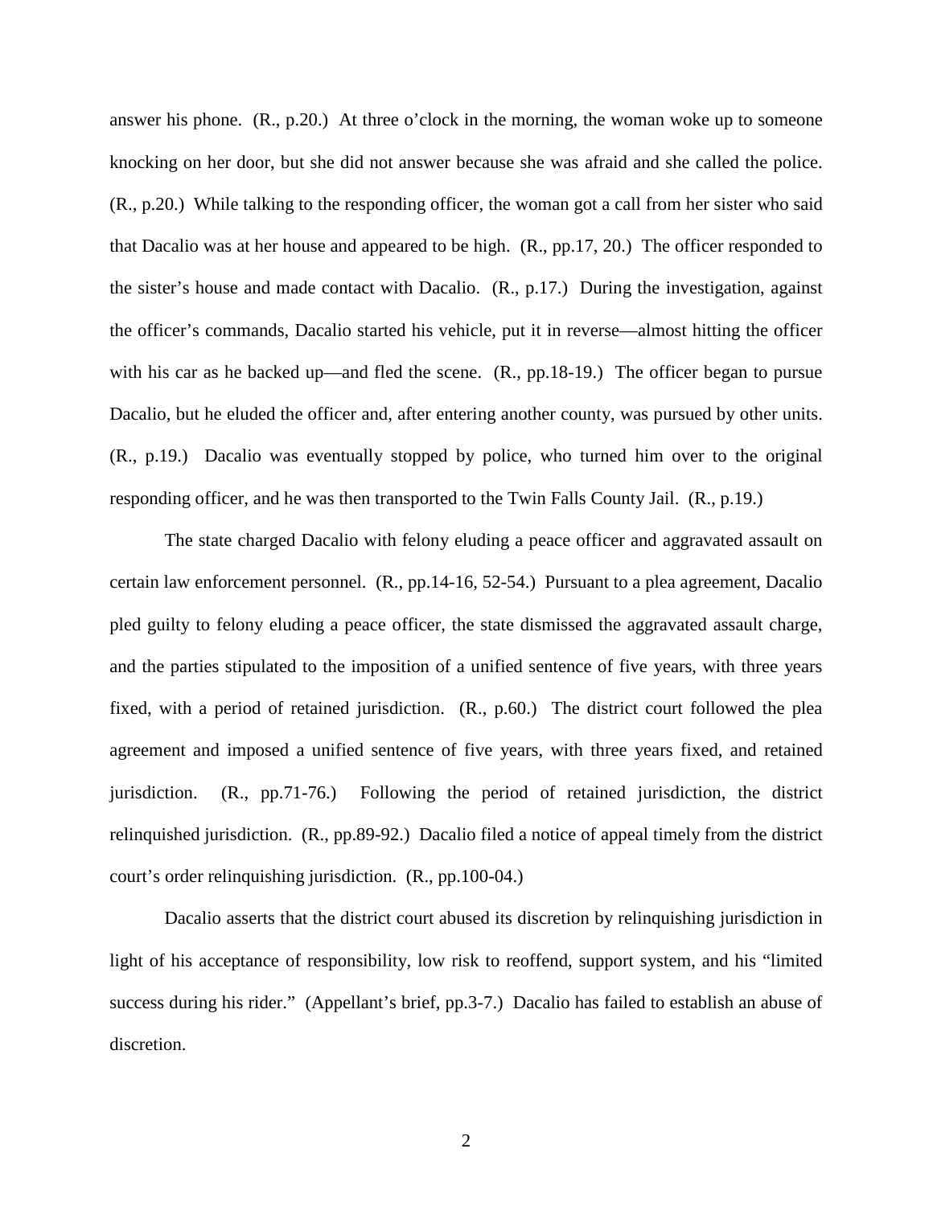answer his phone. (R., p.20.) At three o'clock in the morning, the woman woke up to someone knocking on her door, but she did not answer because she was afraid and she called the police. (R., p.20.) While talking to the responding officer, the woman got a call from her sister who said that Dacalio was at her house and appeared to be high. (R., pp.17, 20.) The officer responded to the sister's house and made contact with Dacalio. (R., p.17.) During the investigation, against the officer's commands, Dacalio started his vehicle, put it in reverse—almost hitting the officer with his car as he backed up—and fled the scene. (R., pp.18-19.) The officer began to pursue Dacalio, but he eluded the officer and, after entering another county, was pursued by other units. (R., p.19.) Dacalio was eventually stopped by police, who turned him over to the original responding officer, and he was then transported to the Twin Falls County Jail. (R., p.19.)

The state charged Dacalio with felony eluding a peace officer and aggravated assault on certain law enforcement personnel. (R., pp.14-16, 52-54.) Pursuant to a plea agreement, Dacalio pled guilty to felony eluding a peace officer, the state dismissed the aggravated assault charge, and the parties stipulated to the imposition of a unified sentence of five years, with three years fixed, with a period of retained jurisdiction. (R., p.60.) The district court followed the plea agreement and imposed a unified sentence of five years, with three years fixed, and retained jurisdiction. (R., pp.71-76.) Following the period of retained jurisdiction, the district relinquished jurisdiction. (R., pp.89-92.) Dacalio filed a notice of appeal timely from the district court's order relinquishing jurisdiction. (R., pp.100-04.)

Dacalio asserts that the district court abused its discretion by relinquishing jurisdiction in light of his acceptance of responsibility, low risk to reoffend, support system, and his "limited success during his rider." (Appellant's brief, pp.3-7.) Dacalio has failed to establish an abuse of discretion.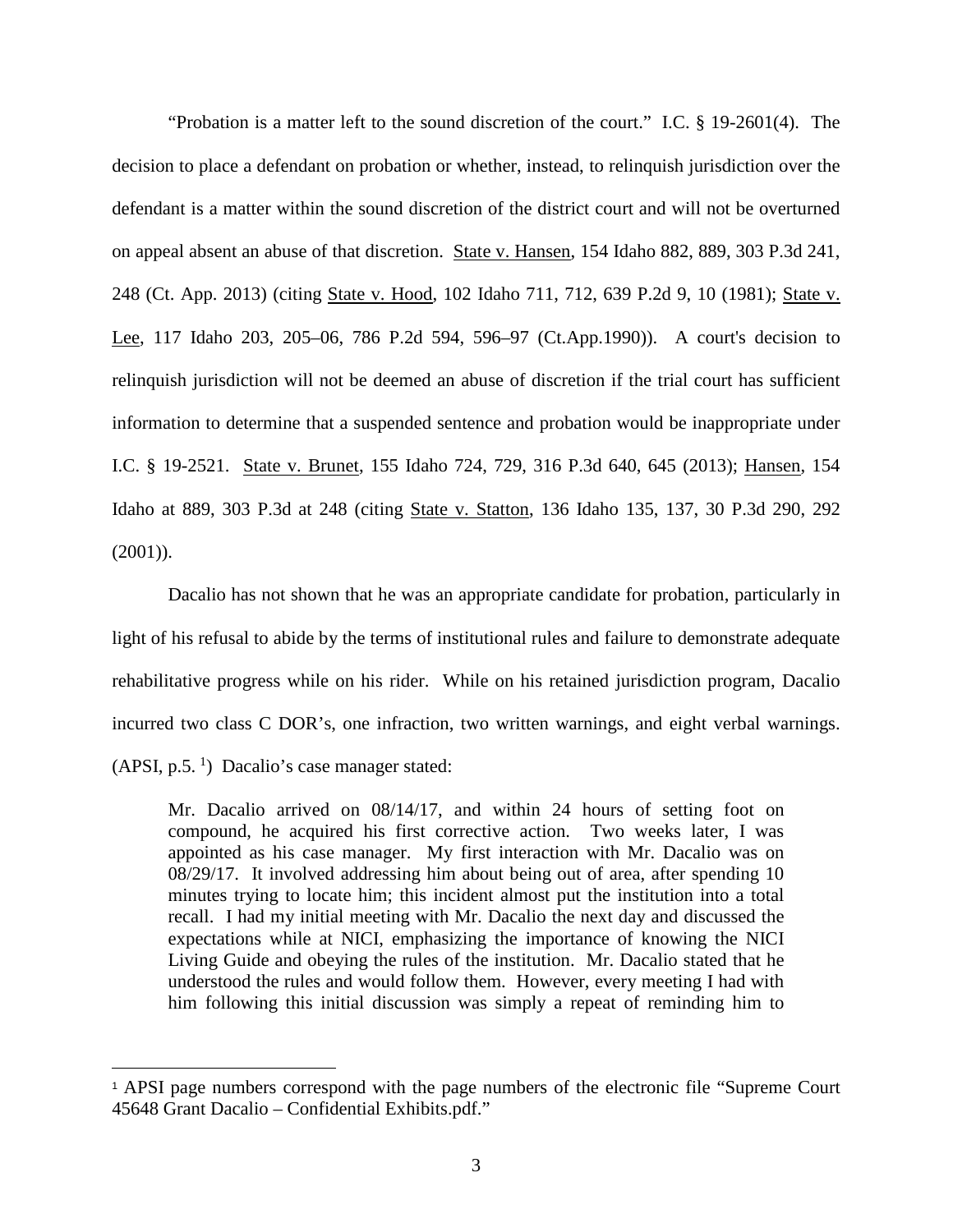"Probation is a matter left to the sound discretion of the court." I.C. § 19-2601(4). The decision to place a defendant on probation or whether, instead, to relinquish jurisdiction over the defendant is a matter within the sound discretion of the district court and will not be overturned on appeal absent an abuse of that discretion. State v. Hansen, 154 Idaho 882, 889, 303 P.3d 241, 248 (Ct. App. 2013) (citing State v. Hood, 102 Idaho 711, 712, 639 P.2d 9, 10 (1981); State v. Lee, 117 Idaho 203, 205–06, 786 P.2d 594, 596–97 (Ct.App.1990)). A court's decision to relinquish jurisdiction will not be deemed an abuse of discretion if the trial court has sufficient information to determine that a suspended sentence and probation would be inappropriate under I.C. § 19-2521. State v. Brunet, 155 Idaho 724, 729, 316 P.3d 640, 645 (2013); Hansen, 154 Idaho at 889, 303 P.3d at 248 (citing State v. Statton, 136 Idaho 135, 137, 30 P.3d 290, 292 (2001)).

Dacalio has not shown that he was an appropriate candidate for probation, particularly in light of his refusal to abide by the terms of institutional rules and failure to demonstrate adequate rehabilitative progress while on his rider. While on his retained jurisdiction program, Dacalio incurred two class C DOR's, one infraction, two written warnings, and eight verbal warnings. (APSI, p.5. [1]) Dacalio's case manager stated:

> Mr. Dacalio arrived on 08/14/17, and within 24 hours of setting foot on compound, he acquired his first corrective action. Two weeks later, I was appointed as his case manager. My first interaction with Mr. Dacalio was on 08/29/17. It involved addressing him about being out of area, after spending 10 minutes trying to locate him; this incident almost put the institution into a total recall. I had my initial meeting with Mr. Dacalio the next day and discussed the expectations while at NICI, emphasizing the importance of knowing the NICI Living Guide and obeying the rules of the institution. Mr. Dacalio stated that he understood the rules and would follow them. However, every meeting I had with him following this initial discussion was simply a repeat of reminding him to

[1] APSI page numbers correspond with the page numbers of the electronic file "Supreme Court 45648 Grant Dacalio – Confidential Exhibits.pdf."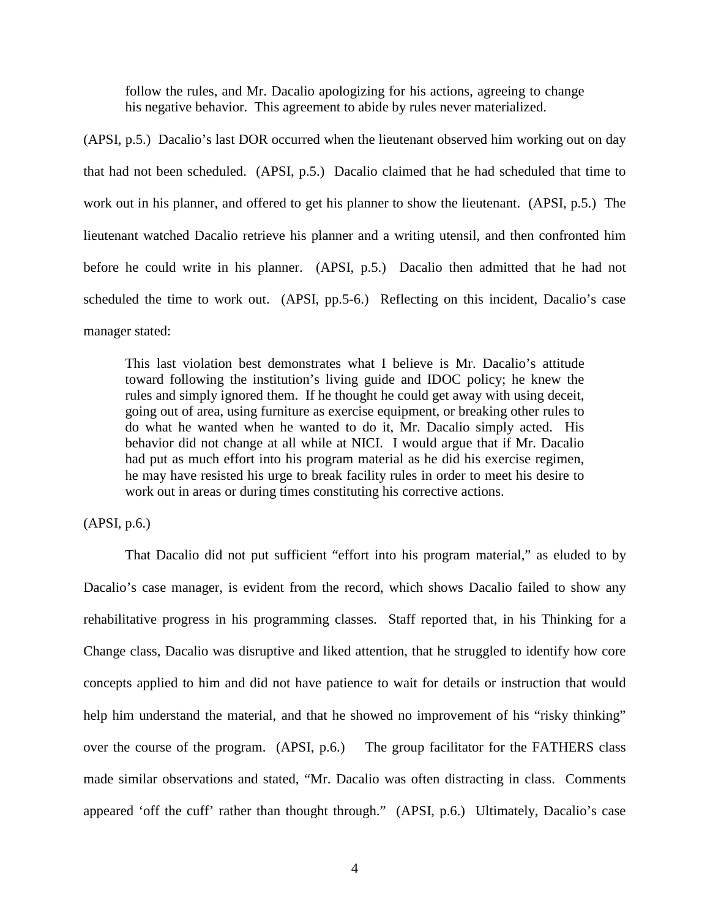> follow the rules, and Mr. Dacalio apologizing for his actions, agreeing to change his negative behavior. This agreement to abide by rules never materialized.

(APSI, p.5.) Dacalio's last DOR occurred when the lieutenant observed him working out on day that had not been scheduled. (APSI, p.5.) Dacalio claimed that he had scheduled that time to work out in his planner, and offered to get his planner to show the lieutenant. (APSI, p.5.) The lieutenant watched Dacalio retrieve his planner and a writing utensil, and then confronted him before he could write in his planner. (APSI, p.5.) Dacalio then admitted that he had not scheduled the time to work out. (APSI, pp.5-6.) Reflecting on this incident, Dacalio's case manager stated:

> This last violation best demonstrates what I believe is Mr. Dacalio's attitude toward following the institution's living guide and IDOC policy; he knew the rules and simply ignored them. If he thought he could get away with using deceit, going out of area, using furniture as exercise equipment, or breaking other rules to do what he wanted when he wanted to do it, Mr. Dacalio simply acted. His behavior did not change at all while at NICI. I would argue that if Mr. Dacalio had put as much effort into his program material as he did his exercise regimen, he may have resisted his urge to break facility rules in order to meet his desire to work out in areas or during times constituting his corrective actions.

(APSI, p.6.)

That Dacalio did not put sufficient "effort into his program material," as eluded to by Dacalio's case manager, is evident from the record, which shows Dacalio failed to show any rehabilitative progress in his programming classes. Staff reported that, in his Thinking for a Change class, Dacalio was disruptive and liked attention, that he struggled to identify how core concepts applied to him and did not have patience to wait for details or instruction that would help him understand the material, and that he showed no improvement of his "risky thinking" over the course of the program. (APSI, p.6.) The group facilitator for the FATHERS class made similar observations and stated, "Mr. Dacalio was often distracting in class. Comments appeared 'off the cuff' rather than thought through." (APSI, p.6.) Ultimately, Dacalio's case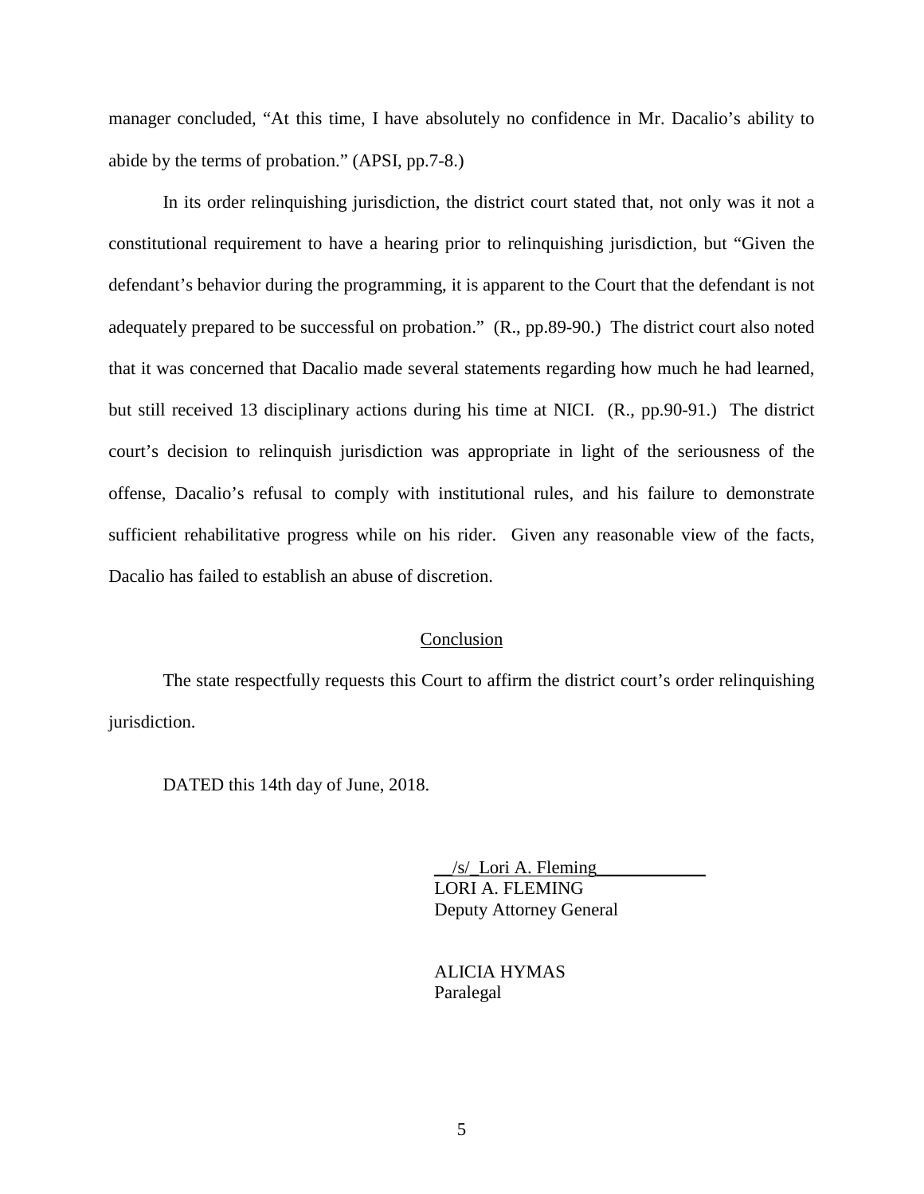manager concluded, "At this time, I have absolutely no confidence in Mr. Dacalio's ability to abide by the terms of probation." (APSI, pp.7-8.)

In its order relinquishing jurisdiction, the district court stated that, not only was it not a constitutional requirement to have a hearing prior to relinquishing jurisdiction, but "Given the defendant's behavior during the programming, it is apparent to the Court that the defendant is not adequately prepared to be successful on probation." (R., pp.89-90.) The district court also noted that it was concerned that Dacalio made several statements regarding how much he had learned, but still received 13 disciplinary actions during his time at NICI. (R., pp.90-91.) The district court's decision to relinquish jurisdiction was appropriate in light of the seriousness of the offense, Dacalio's refusal to comply with institutional rules, and his failure to demonstrate sufficient rehabilitative progress while on his rider. Given any reasonable view of the facts, Dacalio has failed to establish an abuse of discretion.

## Conclusion

The state respectfully requests this Court to affirm the district court's order relinquishing jurisdiction.

DATED this 14th day of June, 2018.

/s/ Lori A. Fleming
LORI A. FLEMING
Deputy Attorney General

ALICIA HYMAS
Paralegal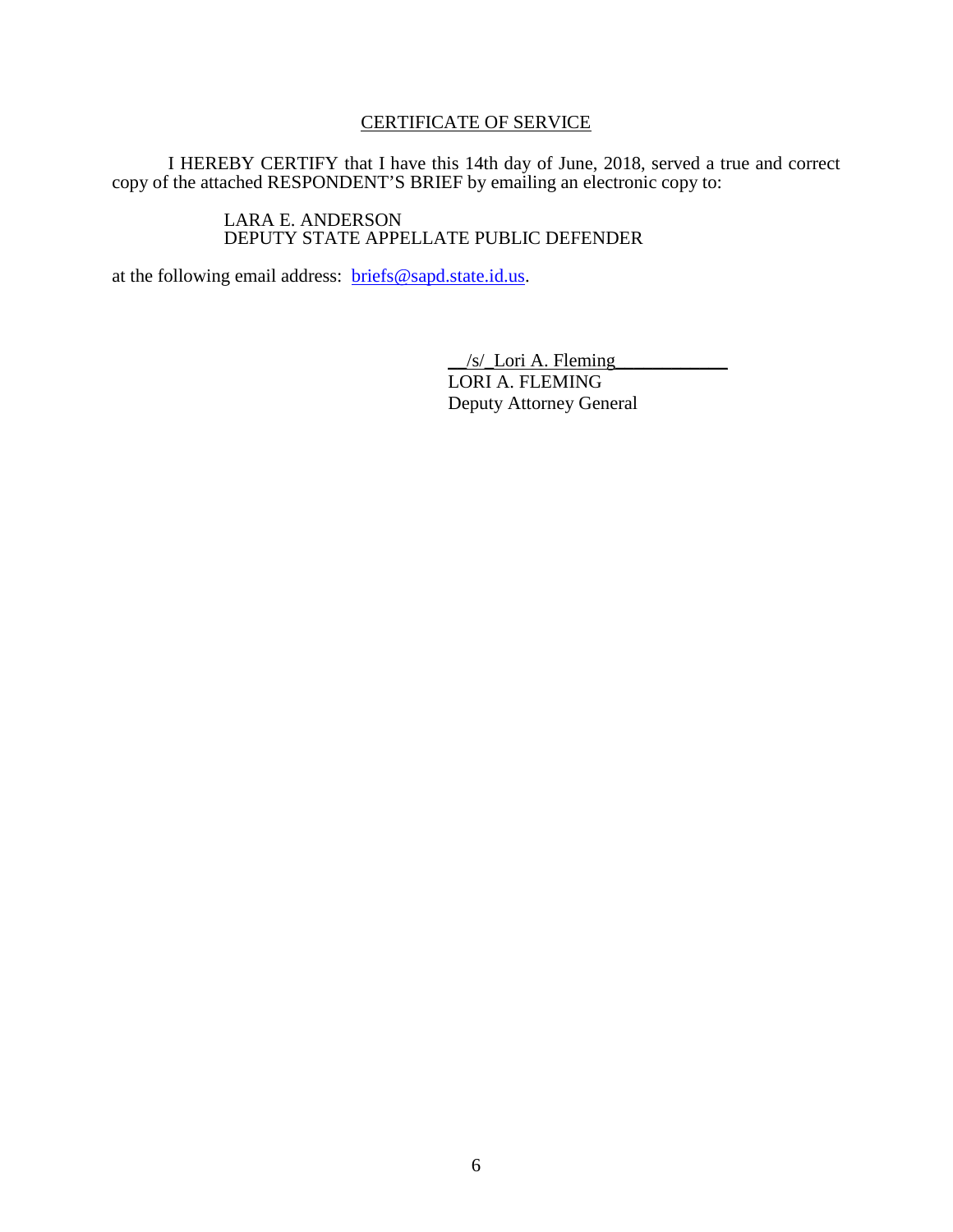CERTIFICATE OF SERVICE

I HEREBY CERTIFY that I have this 14th day of June, 2018, served a true and correct copy of the attached RESPONDENT'S BRIEF by emailing an electronic copy to:

LARA E. ANDERSON
DEPUTY STATE APPELLATE PUBLIC DEFENDER

at the following email address: briefs@sapd.state.id.us.

__/s/_Lori A. Fleming____________
LORI A. FLEMING
Deputy Attorney General